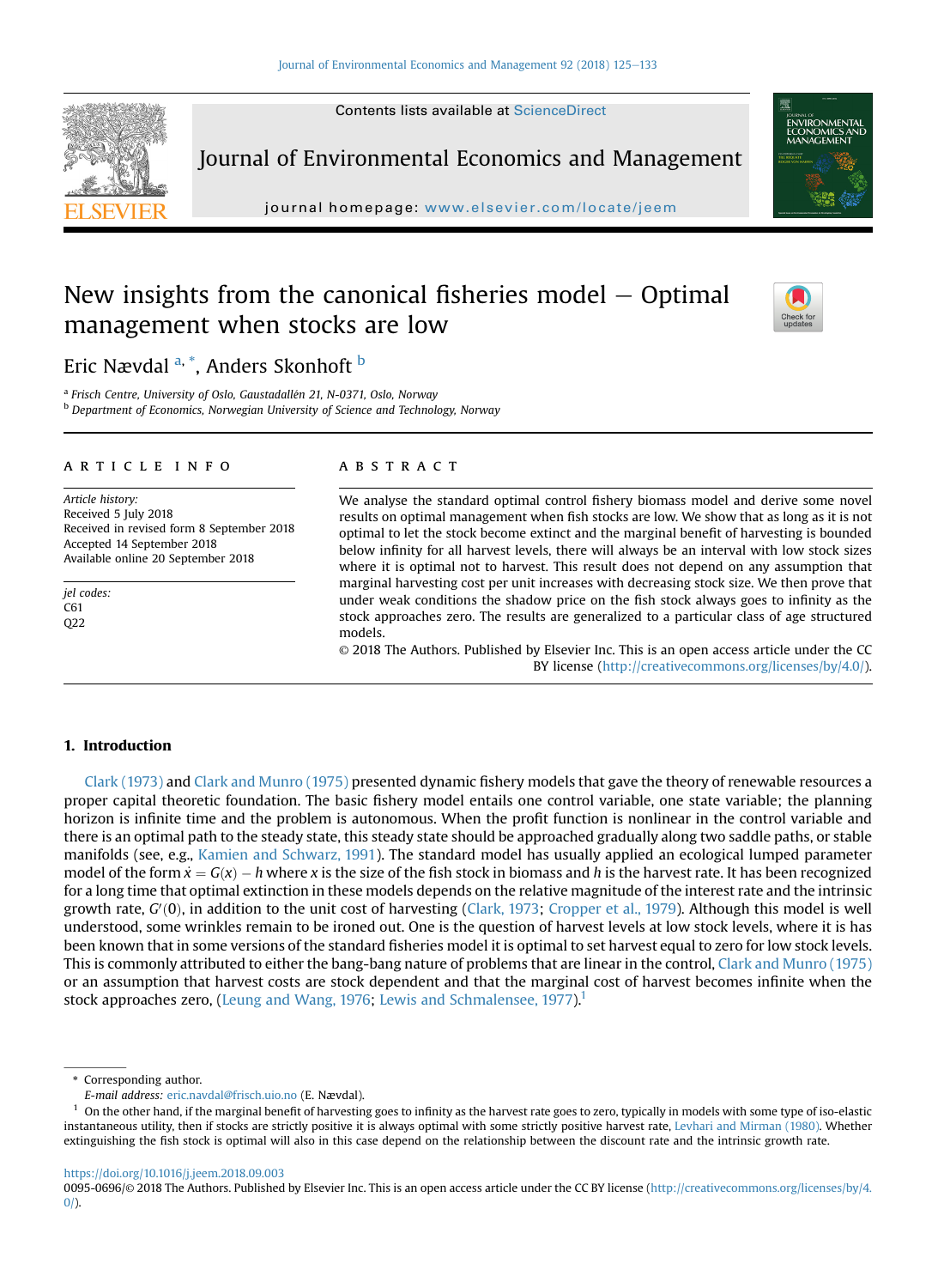# New insights from the canonical fisheries model – Optimal management when stocks are low

Eric Nævdal [a,*], Anders Skonhoft [b]

[a] Frisch Centre, University of Oslo, Gaustadallén 21, N-0371, Oslo, Norway

[b] Department of Economics, Norwegian University of Science and Technology, Norway

## ARTICLE INFO

*Article history:*
Received 5 July 2018
Received in revised form 8 September 2018
Accepted 14 September 2018
Available online 20 September 2018

*jel codes:*
C61
Q22

## ABSTRACT

We analyse the standard optimal control fishery biomass model and derive some novel results on optimal management when fish stocks are low. We show that as long as it is not optimal to let the stock become extinct and the marginal benefit of harvesting is bounded below infinity for all harvest levels, there will always be an interval with low stock sizes where it is optimal not to harvest. This result does not depend on any assumption that marginal harvesting cost per unit increases with decreasing stock size. We then prove that under weak conditions the shadow price on the fish stock always goes to infinity as the stock approaches zero. The results are generalized to a particular class of age structured models.

© 2018 The Authors. Published by Elsevier Inc. This is an open access article under the CC BY license (http://creativecommons.org/licenses/by/4.0/).

## 1. Introduction

Clark (1973) and Clark and Munro (1975) presented dynamic fishery models that gave the theory of renewable resources a proper capital theoretic foundation. The basic fishery model entails one control variable, one state variable; the planning horizon is infinite time and the problem is autonomous. When the profit function is nonlinear in the control variable and there is an optimal path to the steady state, this steady state should be approached gradually along two saddle paths, or stable manifolds (see, e.g., Kamien and Schwarz, 1991). The standard model has usually applied an ecological lumped parameter model of the form $\dot{x} = G(x) - h$ where $x$ is the size of the fish stock in biomass and $h$ is the harvest rate. It has been recognized for a long time that optimal extinction in these models depends on the relative magnitude of the interest rate and the intrinsic growth rate, $G'(0)$, in addition to the unit cost of harvesting (Clark, 1973; Cropper et al., 1979). Although this model is well understood, some wrinkles remain to be ironed out. One is the question of harvest levels at low stock levels, where it is has been known that in some versions of the standard fisheries model it is optimal to set harvest equal to zero for low stock levels. This is commonly attributed to either the bang-bang nature of problems that are linear in the control, Clark and Munro (1975) or an assumption that harvest costs are stock dependent and that the marginal cost of harvest becomes infinite when the stock approaches zero, (Leung and Wang, 1976; Lewis and Schmalensee, 1977).[1]

\* Corresponding author.
*E-mail address:* eric.navdal@frisch.uio.no (E. Nævdal).

[1] On the other hand, if the marginal benefit of harvesting goes to infinity as the harvest rate goes to zero, typically in models with some type of iso-elastic instantaneous utility, then if stocks are strictly positive it is always optimal with some strictly positive harvest rate, Levhari and Mirman (1980). Whether extinguishing the fish stock is optimal will also in this case depend on the relationship between the discount rate and the intrinsic growth rate.

https://doi.org/10.1016/j.jeem.2018.09.003
0095-0696/© 2018 The Authors. Published by Elsevier Inc. This is an open access article under the CC BY license (http://creativecommons.org/licenses/by/4.0/).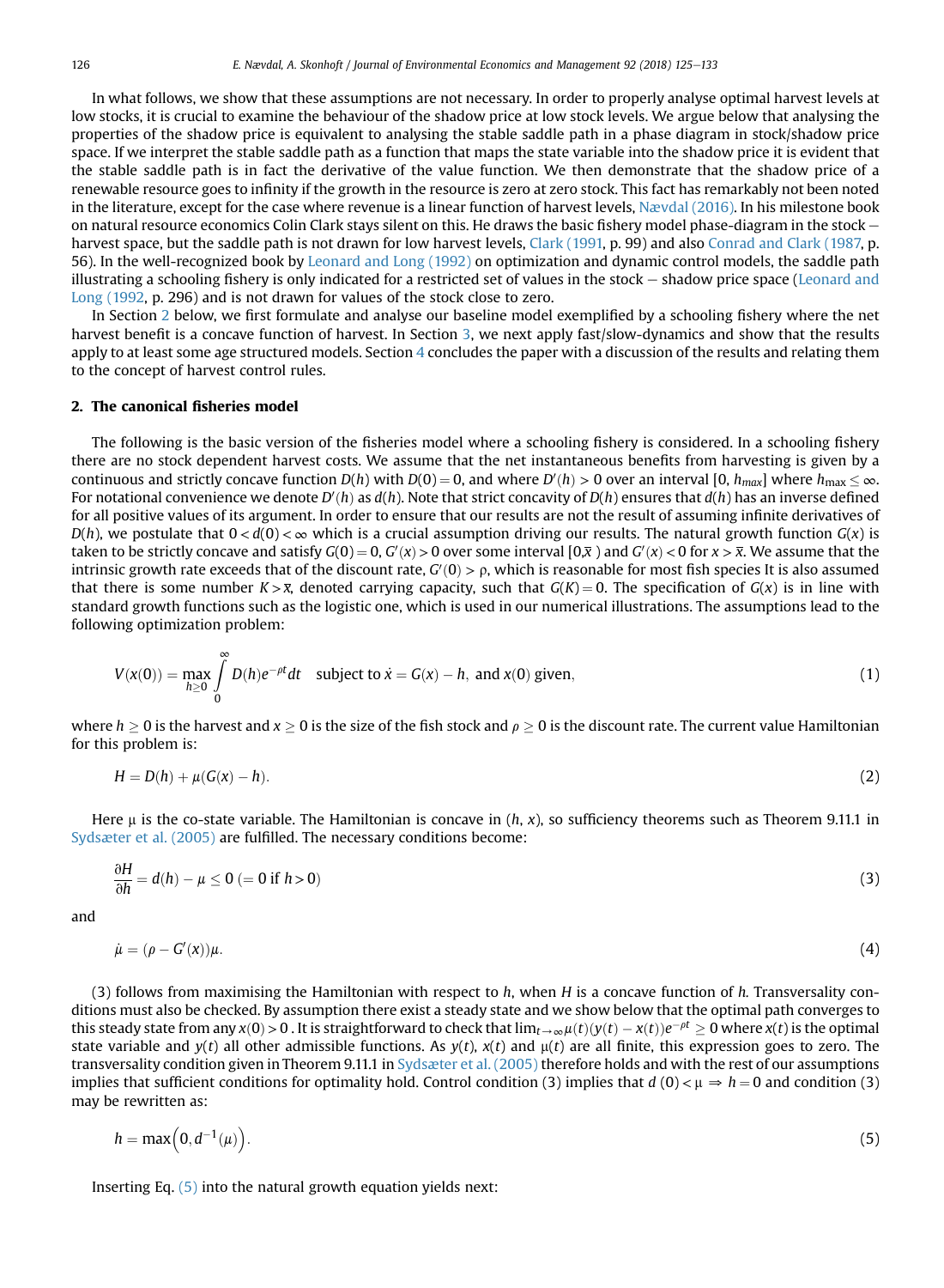In what follows, we show that these assumptions are not necessary. In order to properly analyse optimal harvest levels at low stocks, it is crucial to examine the behaviour of the shadow price at low stock levels. We argue below that analysing the properties of the shadow price is equivalent to analysing the stable saddle path in a phase diagram in stock/shadow price space. If we interpret the stable saddle path as a function that maps the state variable into the shadow price it is evident that the stable saddle path is in fact the derivative of the value function. We then demonstrate that the shadow price of a renewable resource goes to infinity if the growth in the resource is zero at zero stock. This fact has remarkably not been noted in the literature, except for the case where revenue is a linear function of harvest levels, Nævdal (2016). In his milestone book on natural resource economics Colin Clark stays silent on this. He draws the basic fishery model phase-diagram in the stock – harvest space, but the saddle path is not drawn for low harvest levels, Clark (1991, p. 99) and also Conrad and Clark (1987, p. 56). In the well-recognized book by Leonard and Long (1992) on optimization and dynamic control models, the saddle path illustrating a schooling fishery is only indicated for a restricted set of values in the stock – shadow price space (Leonard and Long (1992, p. 296) and is not drawn for values of the stock close to zero.

In Section 2 below, we first formulate and analyse our baseline model exemplified by a schooling fishery where the net harvest benefit is a concave function of harvest. In Section 3, we next apply fast/slow-dynamics and show that the results apply to at least some age structured models. Section 4 concludes the paper with a discussion of the results and relating them to the concept of harvest control rules.

## 2. The canonical fisheries model

The following is the basic version of the fisheries model where a schooling fishery is considered. In a schooling fishery there are no stock dependent harvest costs. We assume that the net instantaneous benefits from harvesting is given by a continuous and strictly concave function $D(h)$ with $D(0) = 0$, and where $D'(h) > 0$ over an interval $[0, h_{max}]$ where $h_{max} \leq \infty$. For notational convenience we denote $D'(h)$ as $d(h)$. Note that strict concavity of $D(h)$ ensures that $d(h)$ has an inverse defined for all positive values of its argument. In order to ensure that our results are not the result of assuming infinite derivatives of $D(h)$, we postulate that $0 < d(0) < \infty$ which is a crucial assumption driving our results. The natural growth function $G(x)$ is taken to be strictly concave and satisfy $G(0) = 0$, $G'(x) > 0$ over some interval $[0,\bar{x}$ ) and $G'(x) < 0$ for $x > \bar{x}$. We assume that the intrinsic growth rate exceeds that of the discount rate, $G'(0) > \rho$, which is reasonable for most fish species It is also assumed that there is some number $K > \bar{x}$, denoted carrying capacity, such that $G(K) = 0$. The specification of $G(x)$ is in line with standard growth functions such as the logistic one, which is used in our numerical illustrations. The assumptions lead to the following optimization problem:

$$V(x(0)) = \max_{h \geq 0} \int_0^\infty D(h)e^{-\rho t}dt \quad \text{subject to } \dot{x} = G(x) - h, \text{ and } x(0) \text{ given,} \tag{1}$$

where $h \geq 0$ is the harvest and $x \geq 0$ is the size of the fish stock and $\rho \geq 0$ is the discount rate. The current value Hamiltonian for this problem is:

$$H = D(h) + \mu(G(x) - h). \tag{2}$$

Here μ is the co-state variable. The Hamiltonian is concave in $(h, x)$, so sufficiency theorems such as Theorem 9.11.1 in Sydsæter et al. (2005) are fulfilled. The necessary conditions become:

$$\frac{\partial H}{\partial h} = d(h) - \mu \leq 0 \ (= 0 \text{ if } h > 0) \tag{3}$$

and

$$\dot{\mu} = (\rho - G'(x))\mu. \tag{4}$$

(3) follows from maximising the Hamiltonian with respect to $h$, when $H$ is a concave function of $h$. Transversality conditions must also be checked. By assumption there exist a steady state and we show below that the optimal path converges to this steady state from any $x(0) > 0$ . It is straightforward to check that $\lim_{t\to\infty}\mu(t)(y(t) - x(t))e^{-\rho t} \geq 0$ where $x(t)$ is the optimal state variable and $y(t)$ all other admissible functions. As $y(t)$, $x(t)$ and $\mu(t)$ are all finite, this expression goes to zero. The transversality condition given in Theorem 9.11.1 in Sydsæter et al. (2005) therefore holds and with the rest of our assumptions implies that sufficient conditions for optimality hold. Control condition (3) implies that $d(0) < \mu \Rightarrow h = 0$ and condition (3) may be rewritten as:

$$h = \max\left(0, d^{-1}(\mu)\right). \tag{5}$$

Inserting Eq. (5) into the natural growth equation yields next: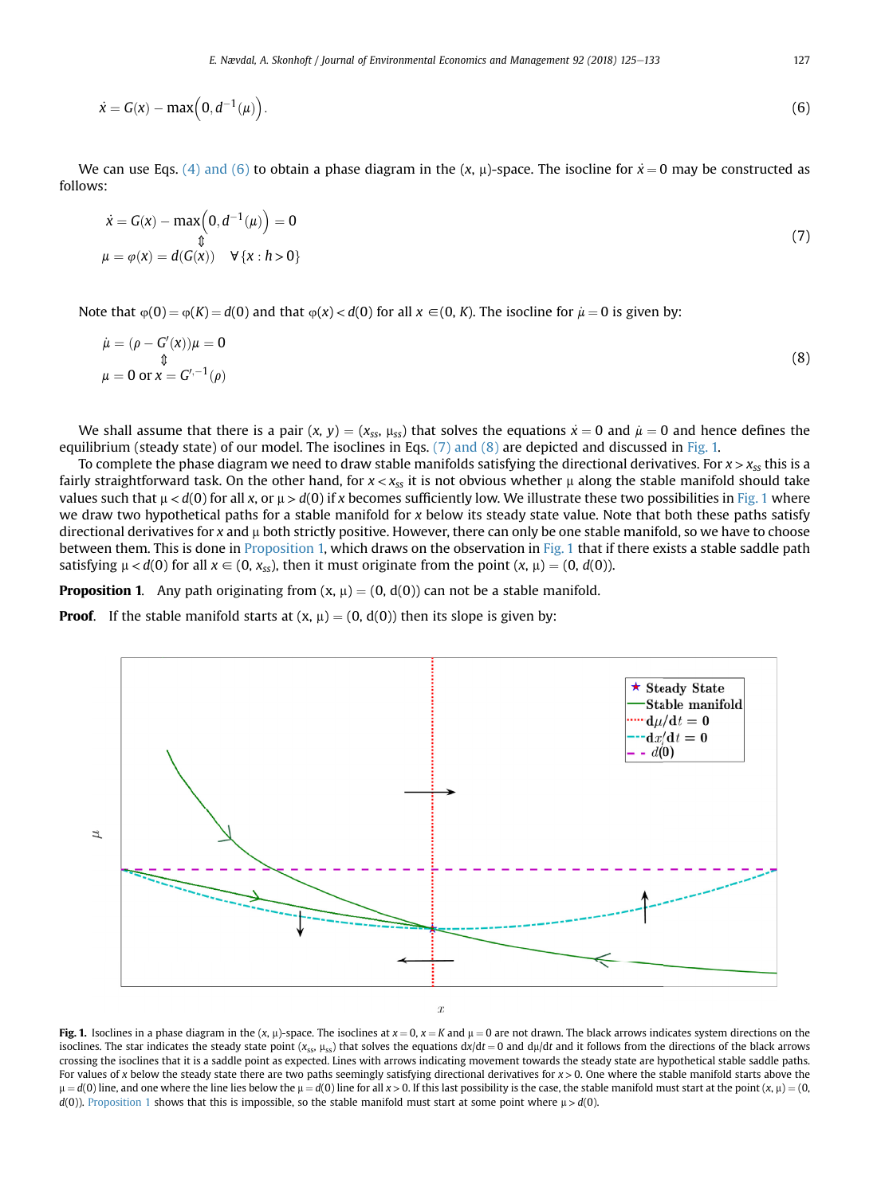$$\dot{x} = G(x) - \max\left(0, d^{-1}(\mu)\right). \tag{6}$$

We can use Eqs. (4) and (6) to obtain a phase diagram in the $(x, \mu)$-space. The isocline for $\dot{x} = 0$ may be constructed as follows:

$$\begin{gathered} \dot{x} = G(x) - \max\left(0, d^{-1}(\mu)\right) = 0 \\ \Updownarrow \\ \mu = \varphi(x) = d(G(x)) \quad \forall \{x : h > 0\} \end{gathered} \tag{7}$$

Note that $\varphi(0) = \varphi(K) = d(0)$ and that $\varphi(x) < d(0)$ for all $x \in (0, K)$. The isocline for $\dot{\mu} = 0$ is given by:

$$\begin{gathered} \dot{\mu} = (\rho - G'(x))\mu = 0 \\ \Updownarrow \\ \mu = 0 \text{ or } x = G'^{,-1}(\rho) \end{gathered} \tag{8}$$

We shall assume that there is a pair $(x, y) = (x_{ss}, \mu_{ss})$ that solves the equations $\dot{x} = 0$ and $\dot{\mu} = 0$ and hence defines the equilibrium (steady state) of our model. The isoclines in Eqs. (7) and (8) are depicted and discussed in Fig. 1.

To complete the phase diagram we need to draw stable manifolds satisfying the directional derivatives. For $x > x_{ss}$ this is a fairly straightforward task. On the other hand, for $x < x_{ss}$ it is not obvious whether $\mu$ along the stable manifold should take values such that $\mu < d(0)$ for all $x$, or $\mu > d(0)$ if $x$ becomes sufficiently low. We illustrate these two possibilities in Fig. 1 where we draw two hypothetical paths for a stable manifold for $x$ below its steady state value. Note that both these paths satisfy directional derivatives for $x$ and $\mu$ both strictly positive. However, there can only be one stable manifold, so we have to choose between them. This is done in Proposition 1, which draws on the observation in Fig. 1 that if there exists a stable saddle path satisfying $\mu < d(0)$ for all $x \in (0, x_{ss})$, then it must originate from the point $(x, \mu) = (0, d(0))$.

**Proposition 1**. Any path originating from $(x, \mu) = (0, d(0))$ can not be a stable manifold.

**Proof**. If the stable manifold starts at $(x, \mu) = (0, d(0))$ then its slope is given by:

**Fig. 1.** Isoclines in a phase diagram in the $(x, \mu)$-space. The isoclines at $x = 0$, $x = K$ and $\mu = 0$ are not drawn. The black arrows indicates system directions on the isoclines. The star indicates the steady state point $(x_{ss}, \mu_{ss})$ that solves the equations $dx/dt = 0$ and $d\mu/dt$ and it follows from the directions of the black arrows crossing the isoclines that it is a saddle point as expected. Lines with arrows indicating movement towards the steady state are hypothetical stable saddle paths. For values of $x$ below the steady state there are two paths seemingly satisfying directional derivatives for $x > 0$. One where the stable manifold starts above the $\mu = d(0)$ line, and one where the line lies below the $\mu = d(0)$ line for all $x > 0$. If this last possibility is the case, the stable manifold must start at the point $(x, \mu) = (0, d(0))$. Proposition 1 shows that this is impossible, so the stable manifold must start at some point where $\mu > d(0)$.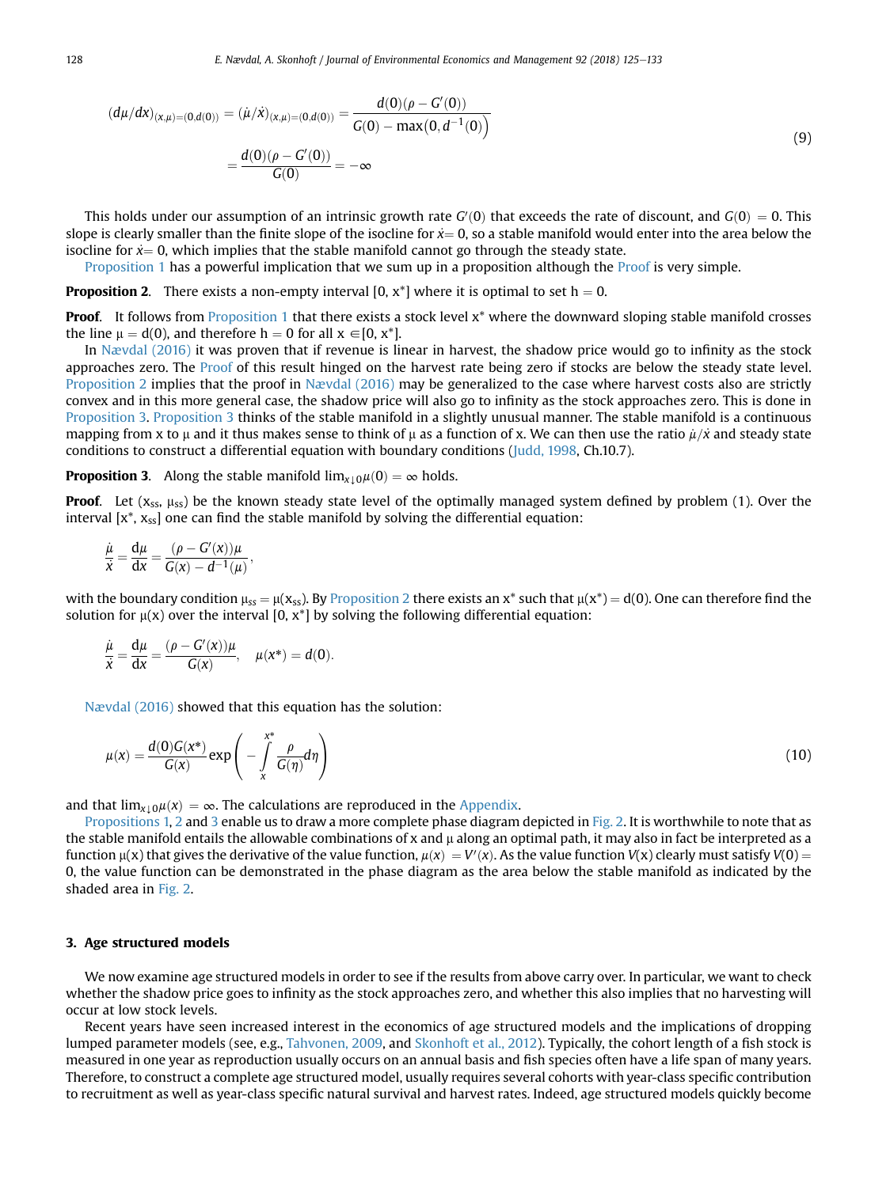$$
\begin{aligned}
(d\mu/dx)_{(x,\mu)=(0,d(0))} &= (\dot{\mu}/\dot{x})_{(x,\mu)=(0,d(0))} = \frac{d(0)(\rho - G'(0))}{G(0) - \max\left(0, d^{-1}(0)\right)} \\
&= \frac{d(0)(\rho - G'(0))}{G(0)} = -\infty
\end{aligned}
\tag{9}
$$

This holds under our assumption of an intrinsic growth rate $G'(0)$ that exceeds the rate of discount, and $G(0) = 0$. This slope is clearly smaller than the finite slope of the isocline for $\dot{x}= 0$, so a stable manifold would enter into the area below the isocline for $\dot{x}= 0$, which implies that the stable manifold cannot go through the steady state.

Proposition 1 has a powerful implication that we sum up in a proposition although the Proof is very simple.

**Proposition 2**. There exists a non-empty interval $[0, x^*]$ where it is optimal to set $h = 0$.

**Proof**. It follows from Proposition 1 that there exists a stock level $x^*$ where the downward sloping stable manifold crosses the line $\mu = d(0)$, and therefore $h = 0$ for all $x \in [0, x^*]$.

In Nævdal (2016) it was proven that if revenue is linear in harvest, the shadow price would go to infinity as the stock approaches zero. The Proof of this result hinged on the harvest rate being zero if stocks are below the steady state level. Proposition 2 implies that the proof in Nævdal (2016) may be generalized to the case where harvest costs also are strictly convex and in this more general case, the shadow price will also go to infinity as the stock approaches zero. This is done in Proposition 3. Proposition 3 thinks of the stable manifold in a slightly unusual manner. The stable manifold is a continuous mapping from x to μ and it thus makes sense to think of μ as a function of x. We can then use the ratio $\dot{\mu}/\dot{x}$ and steady state conditions to construct a differential equation with boundary conditions (Judd, 1998, Ch.10.7).

**Proposition 3**. Along the stable manifold $\lim_{x \downarrow 0}\mu(0) = \infty$ holds.

**Proof**. Let $(x_{ss}, \mu_{ss})$ be the known steady state level of the optimally managed system defined by problem (1). Over the interval $[x^*, x_{ss}]$ one can find the stable manifold by solving the differential equation:

$$
\frac{\dot{\mu}}{\dot{x}} = \frac{d\mu}{dx} = \frac{(\rho - G'(x))\mu}{G(x) - d^{-1}(\mu)},
$$

with the boundary condition $\mu_{ss} = \mu(x_{ss})$. By Proposition 2 there exists an $x^*$ such that $\mu(x^*) = d(0)$. One can therefore find the solution for $\mu(x)$ over the interval $[0, x^*]$ by solving the following differential equation:

$$
\frac{\dot{\mu}}{\dot{x}} = \frac{d\mu}{dx} = \frac{(\rho - G'(x))\mu}{G(x)}, \quad \mu(x^*) = d(0).
$$

Nævdal (2016) showed that this equation has the solution:

$$
\mu(x) = \frac{d(0)G(x^*)}{G(x)} \exp\left( - \int_x^{x^*} \frac{\rho}{G(\eta)} d\eta \right)
\tag{10}
$$

and that $\lim_{x \downarrow 0}\mu(x) = \infty$. The calculations are reproduced in the Appendix.

Propositions 1, 2 and 3 enable us to draw a more complete phase diagram depicted in Fig. 2. It is worthwhile to note that as the stable manifold entails the allowable combinations of x and μ along an optimal path, it may also in fact be interpreted as a function $\mu(x)$ that gives the derivative of the value function, $\mu(x) = V'(x)$. As the value function $V(x)$ clearly must satisfy $V(0) = 0$, the value function can be demonstrated in the phase diagram as the area below the stable manifold as indicated by the shaded area in Fig. 2.

## 3. Age structured models

We now examine age structured models in order to see if the results from above carry over. In particular, we want to check whether the shadow price goes to infinity as the stock approaches zero, and whether this also implies that no harvesting will occur at low stock levels.

Recent years have seen increased interest in the economics of age structured models and the implications of dropping lumped parameter models (see, e.g., Tahvonen, 2009, and Skonhoft et al., 2012). Typically, the cohort length of a fish stock is measured in one year as reproduction usually occurs on an annual basis and fish species often have a life span of many years. Therefore, to construct a complete age structured model, usually requires several cohorts with year-class specific contribution to recruitment as well as year-class specific natural survival and harvest rates. Indeed, age structured models quickly become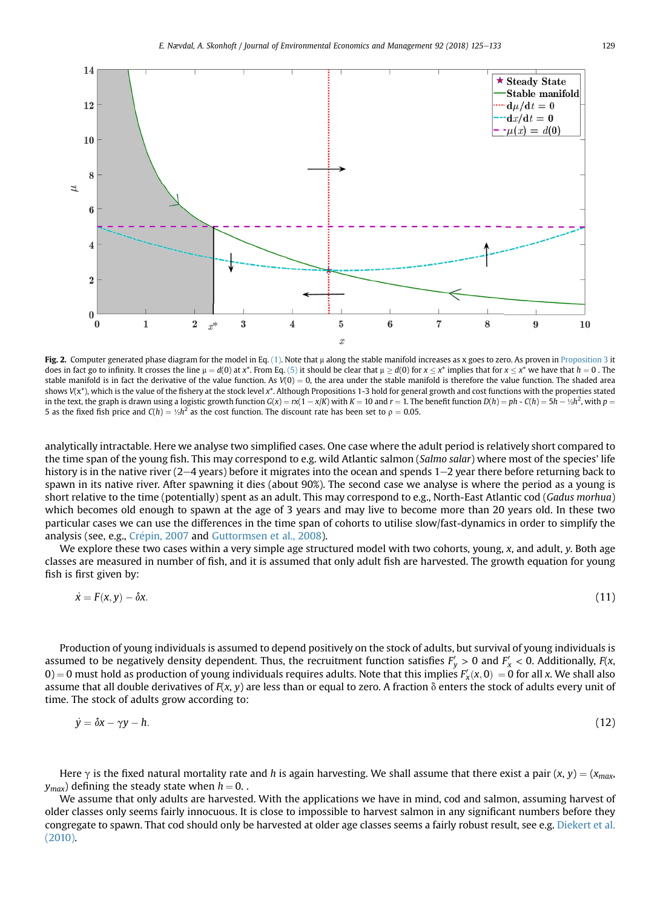**Fig. 2.** Computer generated phase diagram for the model in Eq. (1). Note that μ along the stable manifold increases as x goes to zero. As proven in Proposition 3 it does in fact go to infinity. It crosses the line $\mu = d(0)$ at $x^*$. From Eq. (5) it should be clear that $\mu \geq d(0)$ for $x \leq x^*$ implies that for $x \leq x^*$ we have that $h = 0$ . The stable manifold is in fact the derivative of the value function. As $V(0) = 0$, the area under the stable manifold is therefore the value function. The shaded area shows $V(x^*)$, which is the value of the fishery at the stock level $x^*$. Although Propositions 1-3 hold for general growth and cost functions with the properties stated in the text, the graph is drawn using a logistic growth function $G(x) = rx(1 - x/K)$ with $K = 10$ and $r = 1$. The benefit function $D(h) = ph - C(h) = 5h - ½h^2$, with $p = 5$ as the fixed fish price and $C(h) = ½h^2$ as the cost function. The discount rate has been set to $\rho = 0.05$.

analytically intractable. Here we analyse two simplified cases. One case where the adult period is relatively short compared to the time span of the young fish. This may correspond to e.g. wild Atlantic salmon (*Salmo salar*) where most of the species' life history is in the native river (2−4 years) before it migrates into the ocean and spends 1−2 year there before returning back to spawn in its native river. After spawning it dies (about 90%). The second case we analyse is where the period as a young is short relative to the time (potentially) spent as an adult. This may correspond to e.g., North-East Atlantic cod (*Gadus morhua*) which becomes old enough to spawn at the age of 3 years and may live to become more than 20 years old. In these two particular cases we can use the differences in the time span of cohorts to utilise slow/fast-dynamics in order to simplify the analysis (see, e.g., Crépin, 2007 and Guttormsen et al., 2008).

We explore these two cases within a very simple age structured model with two cohorts, young, $x$, and adult, $y$. Both age classes are measured in number of fish, and it is assumed that only adult fish are harvested. The growth equation for young fish is first given by:

$$\dot{x} = F(x, y) - \delta x. \tag{11}$$

Production of young individuals is assumed to depend positively on the stock of adults, but survival of young individuals is assumed to be negatively density dependent. Thus, the recruitment function satisfies $F'_y > 0$ and $F'_x < 0$. Additionally, $F(x, 0) = 0$ must hold as production of young individuals requires adults. Note that this implies $F'_x(x, 0) = 0$ for all $x$. We shall also assume that all double derivatives of $F(x, y)$ are less than or equal to zero. A fraction δ enters the stock of adults every unit of time. The stock of adults grow according to:

$$\dot{y} = \delta x - \gamma y - h. \tag{12}$$

Here γ is the fixed natural mortality rate and $h$ is again harvesting. We shall assume that there exist a pair $(x, y) = (x_{max}, y_{max})$ defining the steady state when $h = 0$. .

We assume that only adults are harvested. With the applications we have in mind, cod and salmon, assuming harvest of older classes only seems fairly innocuous. It is close to impossible to harvest salmon in any significant numbers before they congregate to spawn. That cod should only be harvested at older age classes seems a fairly robust result, see e.g. Diekert et al. (2010).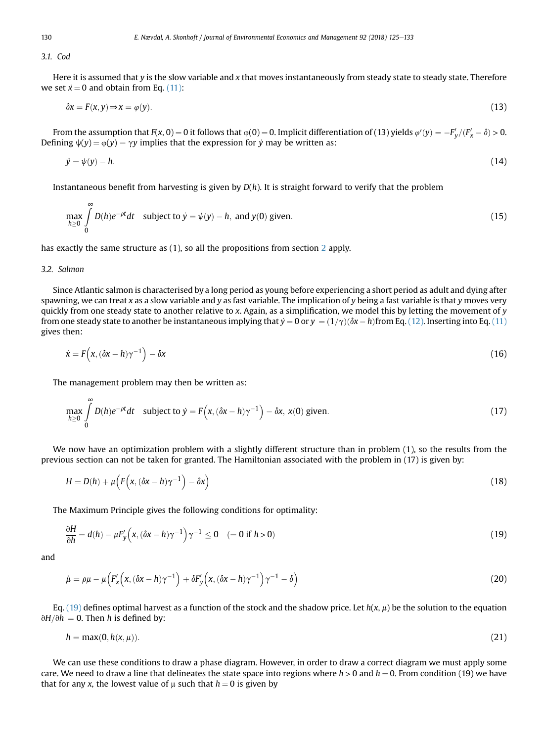### 3.1. Cod

Here it is assumed that $y$ is the slow variable and $x$ that moves instantaneously from steady state to steady state. Therefore we set $\dot{x} = 0$ and obtain from Eq. (11):

$$\delta x = F(x, y) \Rightarrow x = \varphi(y). \tag{13}$$

From the assumption that $F(x, 0) = 0$ it follows that $\varphi(0) = 0$. Implicit differentiation of (13) yields $\varphi'(y) = -F'_y/(F'_x - \delta) > 0$. Defining $\psi(y) = \varphi(y) - \gamma y$ implies that the expression for $\dot{y}$ may be written as:

$$\dot{y} = \psi(y) - h. \tag{14}$$

Instantaneous benefit from harvesting is given by $D(h)$. It is straight forward to verify that the problem

$$\max_{h \geq 0} \int_0^\infty D(h) e^{-\rho t} dt \quad \text{subject to } \dot{y} = \psi(y) - h, \text{ and } y(0) \text{ given}. \tag{15}$$

has exactly the same structure as (1), so all the propositions from section 2 apply.

### 3.2. Salmon

Since Atlantic salmon is characterised by a long period as young before experiencing a short period as adult and dying after spawning, we can treat $x$ as a slow variable and $y$ as fast variable. The implication of $y$ being a fast variable is that $y$ moves very quickly from one steady state to another relative to $x$. Again, as a simplification, we model this by letting the movement of $y$ from one steady state to another be instantaneous implying that $\dot{y} = 0$ or $y = (1/\gamma)(\delta x - h)$ from Eq. (12). Inserting into Eq. (11) gives then:

$$\dot{x} = F\left(x, (\delta x - h)\gamma^{-1}\right) - \delta x \tag{16}$$

The management problem may then be written as:

$$\max_{h \geq 0} \int_0^\infty D(h) e^{-\rho t} dt \quad \text{subject to } \dot{y} = F\left(x, (\delta x - h)\gamma^{-1}\right) - \delta x, \ x(0) \text{ given}. \tag{17}$$

We now have an optimization problem with a slightly different structure than in problem (1), so the results from the previous section can not be taken for granted. The Hamiltonian associated with the problem in (17) is given by:

$$H = D(h) + \mu\left(F\left(x, (\delta x - h)\gamma^{-1}\right) - \delta x\right) \tag{18}$$

The Maximum Principle gives the following conditions for optimality:

$$\frac{\partial H}{\partial h} = d(h) - \mu F'_y\left(x, (\delta x - h)\gamma^{-1}\right)\gamma^{-1} \leq 0 \quad (= 0 \text{ if } h > 0) \tag{19}$$

and

$$\dot{\mu} = \rho\mu - \mu\left(F'_x\left(x, (\delta x - h)\gamma^{-1}\right) + \delta F'_y\left(x, (\delta x - h)\gamma^{-1}\right)\gamma^{-1} - \delta\right) \tag{20}$$

Eq. (19) defines optimal harvest as a function of the stock and the shadow price. Let $h(x, \mu)$ be the solution to the equation $\partial H/\partial h = 0$. Then $h$ is defined by:

$$h = \max(0, h(x, \mu)). \tag{21}$$

We can use these conditions to draw a phase diagram. However, in order to draw a correct diagram we must apply some care. We need to draw a line that delineates the state space into regions where $h > 0$ and $h = 0$. From condition (19) we have that for any $x$, the lowest value of $\mu$ such that $h = 0$ is given by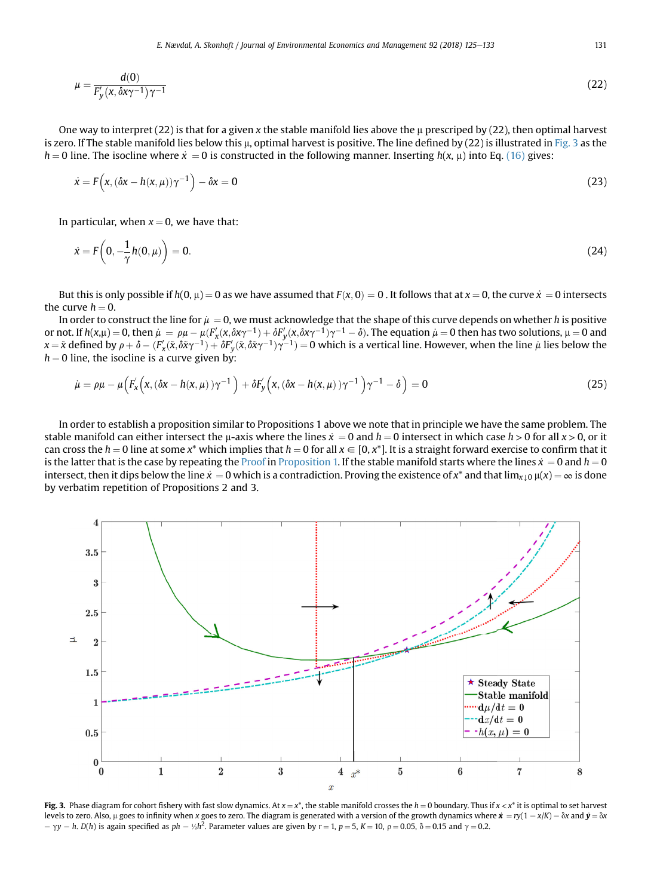$$\mu = \frac{d(0)}{F'_y(x, \delta x \gamma^{-1})\gamma^{-1}} \tag{22}$$

One way to interpret (22) is that for a given $x$ the stable manifold lies above the $\mu$ prescriped by (22), then optimal harvest is zero. If The stable manifold lies below this $\mu$, optimal harvest is positive. The line defined by (22) is illustrated in Fig. 3 as the $h = 0$ line. The isocline where $\dot{x} = 0$ is constructed in the following manner. Inserting $h(x, \mu)$ into Eq. (16) gives:

$$\dot{x} = F\left(x, (\delta x - h(x, \mu))\gamma^{-1}\right) - \delta x = 0 \tag{23}$$

In particular, when $x = 0$, we have that:

$$\dot{x} = F\left(0, -\frac{1}{\gamma}h(0, \mu)\right) = 0. \tag{24}$$

But this is only possible if $h(0, \mu) = 0$ as we have assumed that $F(x, 0) = 0$ . It follows that at $x = 0$, the curve $\dot{x} = 0$ intersects the curve $h = 0$.

In order to construct the line for $\dot{\mu} = 0$, we must acknowledge that the shape of this curve depends on whether $h$ is positive or not. If $h(x,\mu) = 0$, then $\dot{\mu} = \rho\mu - \mu(F'_x(x, \delta x \gamma^{-1}) + \delta F'_y(x, \delta x \gamma^{-1})\gamma^{-1} - \delta)$. The equation $\dot{\mu} = 0$ then has two solutions, $\mu = 0$ and $x = \tilde{x}$ defined by $\rho + \delta - (F'_x(\tilde{x}, \delta\tilde{x}\gamma^{-1}) + \delta F'_y(\tilde{x}, \delta\tilde{x}\gamma^{-1})\gamma^{-1}) = 0$ which is a vertical line. However, when the line $\dot{\mu}$ lies below the $h = 0$ line, the isocline is a curve given by:

$$\dot{\mu} = \rho\mu - \mu\left(F'_x\left(x, (\delta x - h(x, \mu))\gamma^{-1}\right) + \delta F'_y\left(x, (\delta x - h(x, \mu))\gamma^{-1}\right)\gamma^{-1} - \delta\right) = 0 \tag{25}$$

In order to establish a proposition similar to Propositions 1 above we note that in principle we have the same problem. The stable manifold can either intersect the $\mu$-axis where the lines $\dot{x} = 0$ and $h = 0$ intersect in which case $h > 0$ for all $x > 0$, or it can cross the $h = 0$ line at some $x^*$ which implies that $h = 0$ for all $x \in [0, x^*]$. It is a straight forward exercise to confirm that it is the latter that is the case by repeating the Proof in Proposition 1. If the stable manifold starts where the lines $\dot{x} = 0$ and $h = 0$ intersect, then it dips below the line $\dot{x} = 0$ which is a contradiction. Proving the existence of $x^*$ and that $\lim_{x \downarrow 0} \mu(x) = \infty$ is done by verbatim repetition of Propositions 2 and 3.

**Fig. 3.** Phase diagram for cohort fishery with fast slow dynamics. At $x = x^*$, the stable manifold crosses the $h = 0$ boundary. Thus if $x < x^*$ it is optimal to set harvest levels to zero. Also, $\mu$ goes to infinity when $x$ goes to zero. The diagram is generated with a version of the growth dynamics where $\dot{x} = ry(1 - x/K) - \delta x$ and $\dot{y} = \delta x - \gamma y - h$. $D(h)$ is again specified as $ph - ½h^2$. Parameter values are given by $r = 1$, $p = 5$, $K = 10$, $\rho = 0.05$, $\delta = 0.15$ and $\gamma = 0.2$.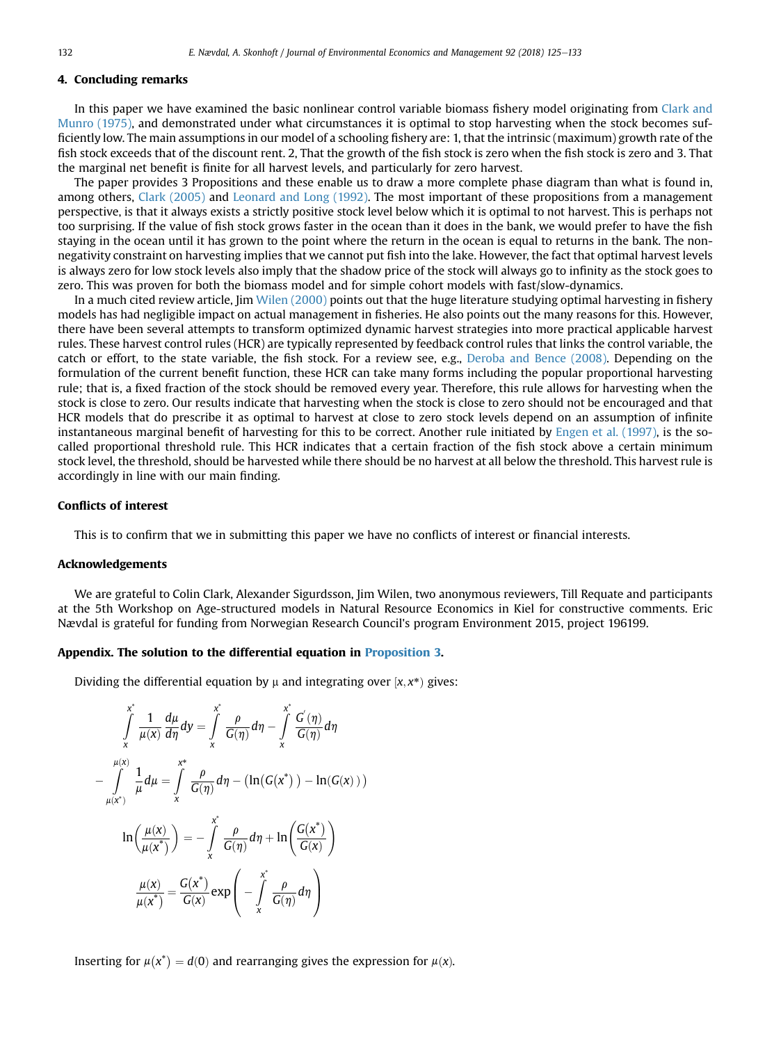## 4. Concluding remarks

In this paper we have examined the basic nonlinear control variable biomass fishery model originating from Clark and Munro (1975), and demonstrated under what circumstances it is optimal to stop harvesting when the stock becomes sufficiently low. The main assumptions in our model of a schooling fishery are: 1, that the intrinsic (maximum) growth rate of the fish stock exceeds that of the discount rent. 2, That the growth of the fish stock is zero when the fish stock is zero and 3. That the marginal net benefit is finite for all harvest levels, and particularly for zero harvest.

The paper provides 3 Propositions and these enable us to draw a more complete phase diagram than what is found in, among others, Clark (2005) and Leonard and Long (1992). The most important of these propositions from a management perspective, is that it always exists a strictly positive stock level below which it is optimal to not harvest. This is perhaps not too surprising. If the value of fish stock grows faster in the ocean than it does in the bank, we would prefer to have the fish staying in the ocean until it has grown to the point where the return in the ocean is equal to returns in the bank. The non-negativity constraint on harvesting implies that we cannot put fish into the lake. However, the fact that optimal harvest levels is always zero for low stock levels also imply that the shadow price of the stock will always go to infinity as the stock goes to zero. This was proven for both the biomass model and for simple cohort models with fast/slow-dynamics.

In a much cited review article, Jim Wilen (2000) points out that the huge literature studying optimal harvesting in fishery models has had negligible impact on actual management in fisheries. He also points out the many reasons for this. However, there have been several attempts to transform optimized dynamic harvest strategies into more practical applicable harvest rules. These harvest control rules (HCR) are typically represented by feedback control rules that links the control variable, the catch or effort, to the state variable, the fish stock. For a review see, e.g., Deroba and Bence (2008). Depending on the formulation of the current benefit function, these HCR can take many forms including the popular proportional harvesting rule; that is, a fixed fraction of the stock should be removed every year. Therefore, this rule allows for harvesting when the stock is close to zero. Our results indicate that harvesting when the stock is close to zero should not be encouraged and that HCR models that do prescribe it as optimal to harvest at close to zero stock levels depend on an assumption of infinite instantaneous marginal benefit of harvesting for this to be correct. Another rule initiated by Engen et al. (1997), is the so-called proportional threshold rule. This HCR indicates that a certain fraction of the fish stock above a certain minimum stock level, the threshold, should be harvested while there should be no harvest at all below the threshold. This harvest rule is accordingly in line with our main finding.

### Conflicts of interest

This is to confirm that we in submitting this paper we have no conflicts of interest or financial interests.

### Acknowledgements

We are grateful to Colin Clark, Alexander Sigurdsson, Jim Wilen, two anonymous reviewers, Till Requate and participants at the 5th Workshop on Age-structured models in Natural Resource Economics in Kiel for constructive comments. Eric Nævdal is grateful for funding from Norwegian Research Council's program Environment 2015, project 196199.

### Appendix. The solution to the differential equation in Proposition 3.

Dividing the differential equation by μ and integrating over $[x, x^*)$ gives:

$$\int_x^{x^*} \frac{1}{\mu(x)} \frac{d\mu}{d\eta} dy = \int_x^{x^*} \frac{\rho}{G(\eta)} d\eta - \int_x^{x^*} \frac{G'(\eta)}{G(\eta)} d\eta$$

$$-\int_{\mu(x^*)}^{\mu(x)} \frac{1}{\mu} d\mu = \int_x^{x^*} \frac{\rho}{G(\eta)} d\eta - \left(\ln(G(x^*)) - \ln(G(x))\right)$$

$$\ln\left(\frac{\mu(x)}{\mu(x^*)}\right) = -\int_x^{x^*} \frac{\rho}{G(\eta)} d\eta + \ln\left(\frac{G(x^*)}{G(x)}\right)$$

$$\frac{\mu(x)}{\mu(x^*)} = \frac{G(x^*)}{G(x)} \exp\left(-\int_x^{x^*} \frac{\rho}{G(\eta)} d\eta\right)$$

Inserting for $\mu(x^*) = d(0)$ and rearranging gives the expression for $\mu(x)$.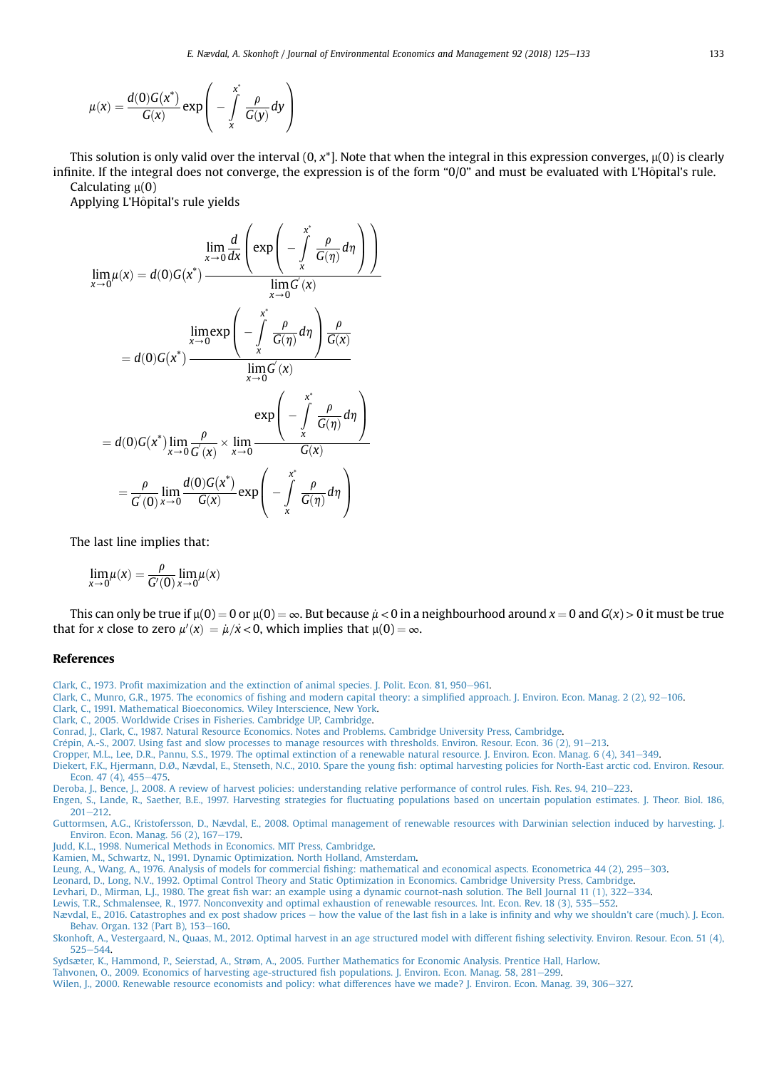$$\mu(x) = \frac{d(0)G(x^*)}{G(x)} \exp\left( -\int_x^{x^*} \frac{\rho}{G(y)} dy \right)$$

This solution is only valid over the interval $(0, x^*]$. Note that when the integral in this expression converges, $\mu(0)$ is clearly infinite. If the integral does not converge, the expression is of the form "0/0" and must be evaluated with L'Hôpital's rule.

Calculating $\mu(0)$

Applying L'Hôpital's rule yields

$$\lim_{x \to 0} \mu(x) = d(0)G(x^*) \frac{\lim_{x \to 0} \frac{d}{dx} \left( \exp\left( -\int_x^{x^*} \frac{\rho}{G(\eta)} d\eta \right) \right)}{\lim_{x \to 0} G'(x)}$$

$$= d(0)G(x^*) \frac{\lim_{x \to 0} \exp\left( -\int_x^{x^*} \frac{\rho}{G(\eta)} d\eta \right) \frac{\rho}{G(x)}}{\lim_{x \to 0} G'(x)}$$

$$= d(0)G(x^*) \lim_{x \to 0} \frac{\rho}{G'(x)} \times \lim_{x \to 0} \frac{\exp\left( -\int_x^{x^*} \frac{\rho}{G(\eta)} d\eta \right)}{G(x)}$$

$$= \frac{\rho}{G'(0)} \lim_{x \to 0} \frac{d(0)G(x^*)}{G(x)} \exp\left( -\int_x^{x^*} \frac{\rho}{G(\eta)} d\eta \right)$$

The last line implies that:

$$\lim_{x \to 0} \mu(x) = \frac{\rho}{G'(0)} \lim_{x \to 0} \mu(x)$$

This can only be true if $\mu(0) = 0$ or $\mu(0) = \infty$. But because $\dot{\mu} < 0$ in a neighbourhood around $x = 0$ and $G(x) > 0$ it must be true that for $x$ close to zero $\mu'(x) = \dot{\mu}/\dot{x} < 0$, which implies that $\mu(0) = \infty$.

## References

Clark, C., 1973. Profit maximization and the extinction of animal species. J. Polit. Econ. 81, 950–961.

Clark, C., Munro, G.R., 1975. The economics of fishing and modern capital theory: a simplified approach. J. Environ. Econ. Manag. 2 (2), 92–106.

Clark, C., 1991. Mathematical Bioeconomics. Wiley Interscience, New York.

Clark, C., 2005. Worldwide Crises in Fisheries. Cambridge UP, Cambridge.

Conrad, J., Clark, C., 1987. Natural Resource Economics. Notes and Problems. Cambridge University Press, Cambridge.

Crépin, A.-S., 2007. Using fast and slow processes to manage resources with thresholds. Environ. Resour. Econ. 36 (2), 91–213.

Cropper, M.L., Lee, D.R., Pannu, S.S., 1979. The optimal extinction of a renewable natural resource. J. Environ. Econ. Manag. 6 (4), 341–349.

Diekert, F.K., Hjermann, D.Ø., Nævdal, E., Stenseth, N.C., 2010. Spare the young fish: optimal harvesting policies for North-East arctic cod. Environ. Resour. Econ. 47 (4), 455–475.

Deroba, J., Bence, J., 2008. A review of harvest policies: understanding relative performance of control rules. Fish. Res. 94, 210–223.

Engen, S., Lande, R., Saether, B.E., 1997. Harvesting strategies for fluctuating populations based on uncertain population estimates. J. Theor. Biol. 186, 201–212.

Guttormsen, A.G., Kristofersson, D., Nævdal, E., 2008. Optimal management of renewable resources with Darwinian selection induced by harvesting. J. Environ. Econ. Manag. 56 (2), 167–179.

Judd, K.L., 1998. Numerical Methods in Economics. MIT Press, Cambridge.

Kamien, M., Schwartz, N., 1991. Dynamic Optimization. North Holland, Amsterdam.

Leung, A., Wang, A., 1976. Analysis of models for commercial fishing: mathematical and economical aspects. Econometrica 44 (2), 295–303.

Leonard, D., Long, N.V., 1992. Optimal Control Theory and Static Optimization in Economics. Cambridge University Press, Cambridge.

Levhari, D., Mirman, L.J., 1980. The great fish war: an example using a dynamic cournot-nash solution. The Bell Journal 11 (1), 322–334.

Lewis, T.R., Schmalensee, R., 1977. Nonconvexity and optimal exhaustion of renewable resources. Int. Econ. Rev. 18 (3), 535–552.

Nævdal, E., 2016. Catastrophes and ex post shadow prices – how the value of the last fish in a lake is infinity and why we shouldn't care (much). J. Econ. Behav. Organ. 132 (Part B), 153–160.

Skonhoft, A., Vestergaard, N., Quaas, M., 2012. Optimal harvest in an age structured model with different fishing selectivity. Environ. Resour. Econ. 51 (4), 525–544.

Sydsæter, K., Hammond, P., Seierstad, A., Strøm, A., 2005. Further Mathematics for Economic Analysis. Prentice Hall, Harlow.

Tahvonen, O., 2009. Economics of harvesting age-structured fish populations. J. Environ. Econ. Manag. 58, 281–299.

Wilen, J., 2000. Renewable resource economists and policy: what differences have we made? J. Environ. Econ. Manag. 39, 306–327.